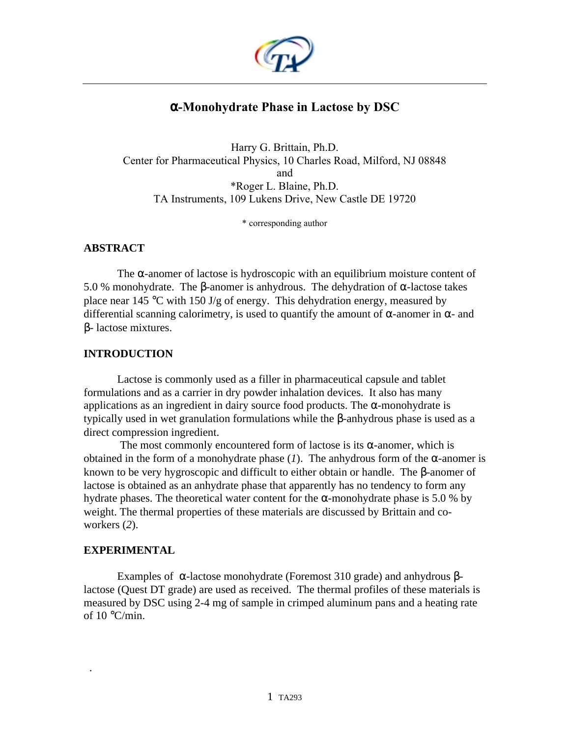# α-Monohydrate Phase in Lactose by DSC

Harry G. Brittain, Ph.D.
Center for Pharmaceutical Physics, 10 Charles Road, Milford, NJ 08848
and
*Roger L. Blaine, Ph.D.
TA Instruments, 109 Lukens Drive, New Castle DE 19720

* corresponding author

## ABSTRACT

The α-anomer of lactose is hydroscopic with an equilibrium moisture content of 5.0 % monohydrate. The β-anomer is anhydrous. The dehydration of α-lactose takes place near 145 °C with 150 J/g of energy. This dehydration energy, measured by differential scanning calorimetry, is used to quantify the amount of α-anomer in α- and β- lactose mixtures.

## INTRODUCTION

Lactose is commonly used as a filler in pharmaceutical capsule and tablet formulations and as a carrier in dry powder inhalation devices. It also has many applications as an ingredient in dairy source food products. The α-monohydrate is typically used in wet granulation formulations while the β-anhydrous phase is used as a direct compression ingredient.

The most commonly encountered form of lactose is its α-anomer, which is obtained in the form of a monohydrate phase (*1*). The anhydrous form of the α-anomer is known to be very hygroscopic and difficult to either obtain or handle. The β-anomer of lactose is obtained as an anhydrate phase that apparently has no tendency to form any hydrate phases. The theoretical water content for the α-monohydrate phase is 5.0 % by weight. The thermal properties of these materials are discussed by Brittain and co-workers (*2*).

## EXPERIMENTAL

Examples of α-lactose monohydrate (Foremost 310 grade) and anhydrous β-lactose (Quest DT grade) are used as received. The thermal profiles of these materials is measured by DSC using 2-4 mg of sample in crimped aluminum pans and a heating rate of 10 °C/min.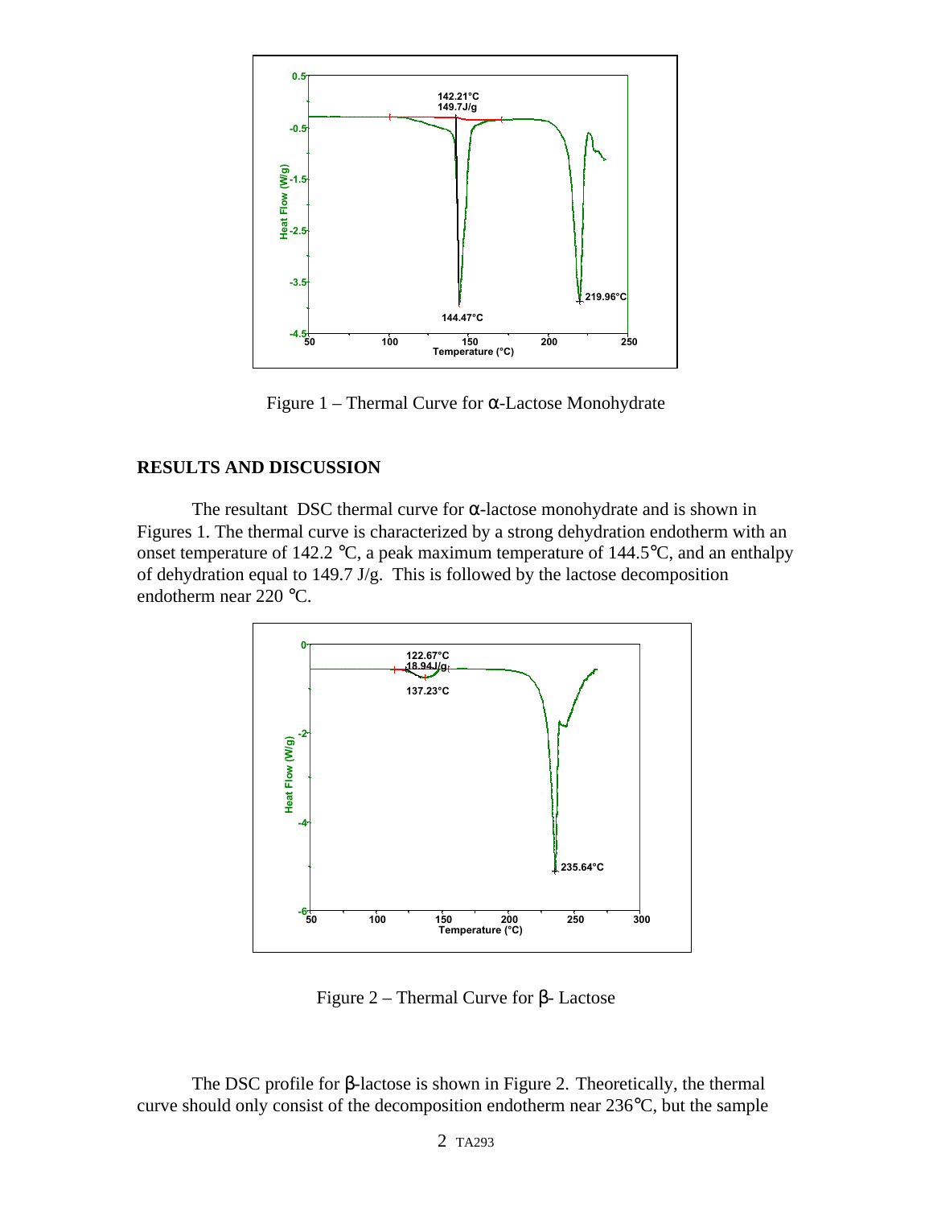Figure 1 – Thermal Curve for α-Lactose Monohydrate

## RESULTS AND DISCUSSION

The resultant DSC thermal curve for α-lactose monohydrate and is shown in Figures 1. The thermal curve is characterized by a strong dehydration endotherm with an onset temperature of 142.2 °C, a peak maximum temperature of 144.5°C, and an enthalpy of dehydration equal to 149.7 J/g. This is followed by the lactose decomposition endotherm near 220 °C.

Figure 2 – Thermal Curve for β- Lactose

The DSC profile for β-lactose is shown in Figure 2. Theoretically, the thermal curve should only consist of the decomposition endotherm near 236°C, but the sample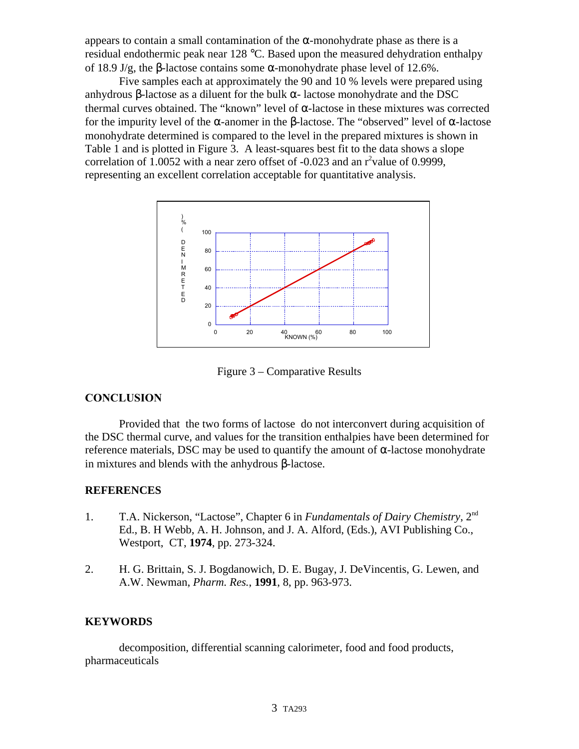appears to contain a small contamination of the α-monohydrate phase as there is a residual endothermic peak near 128 °C. Based upon the measured dehydration enthalpy of 18.9 J/g, the β-lactose contains some α-monohydrate phase level of 12.6%.

Five samples each at approximately the 90 and 10 % levels were prepared using anhydrous β-lactose as a diluent for the bulk α- lactose monohydrate and the DSC thermal curves obtained. The "known" level of α-lactose in these mixtures was corrected for the impurity level of the α-anomer in the β-lactose. The "observed" level of α-lactose monohydrate determined is compared to the level in the prepared mixtures is shown in Table 1 and is plotted in Figure 3. A least-squares best fit to the data shows a slope correlation of 1.0052 with a near zero offset of -0.023 and an $r^2$ value of 0.9999, representing an excellent correlation acceptable for quantitative analysis.

DETERMINED (%)

100
80
60
40
20
0

0
20
40
60
80
100

KNOWN (%)

Figure 3 – Comparative Results

## CONCLUSION

Provided that the two forms of lactose do not interconvert during acquisition of the DSC thermal curve, and values for the transition enthalpies have been determined for reference materials, DSC may be used to quantify the amount of α-lactose monohydrate in mixtures and blends with the anhydrous β-lactose.

## REFERENCES

1. T.A. Nickerson, "Lactose", Chapter 6 in *Fundamentals of Dairy Chemistry*, 2nd Ed., B. H Webb, A. H. Johnson, and J. A. Alford, (Eds.), AVI Publishing Co., Westport, CT, **1974**, pp. 273-324.

2. H. G. Brittain, S. J. Bogdanowich, D. E. Bugay, J. DeVincentis, G. Lewen, and A.W. Newman, *Pharm. Res.*, **1991**, 8, pp. 963-973.

## KEYWORDS

decomposition, differential scanning calorimeter, food and food products, pharmaceuticals